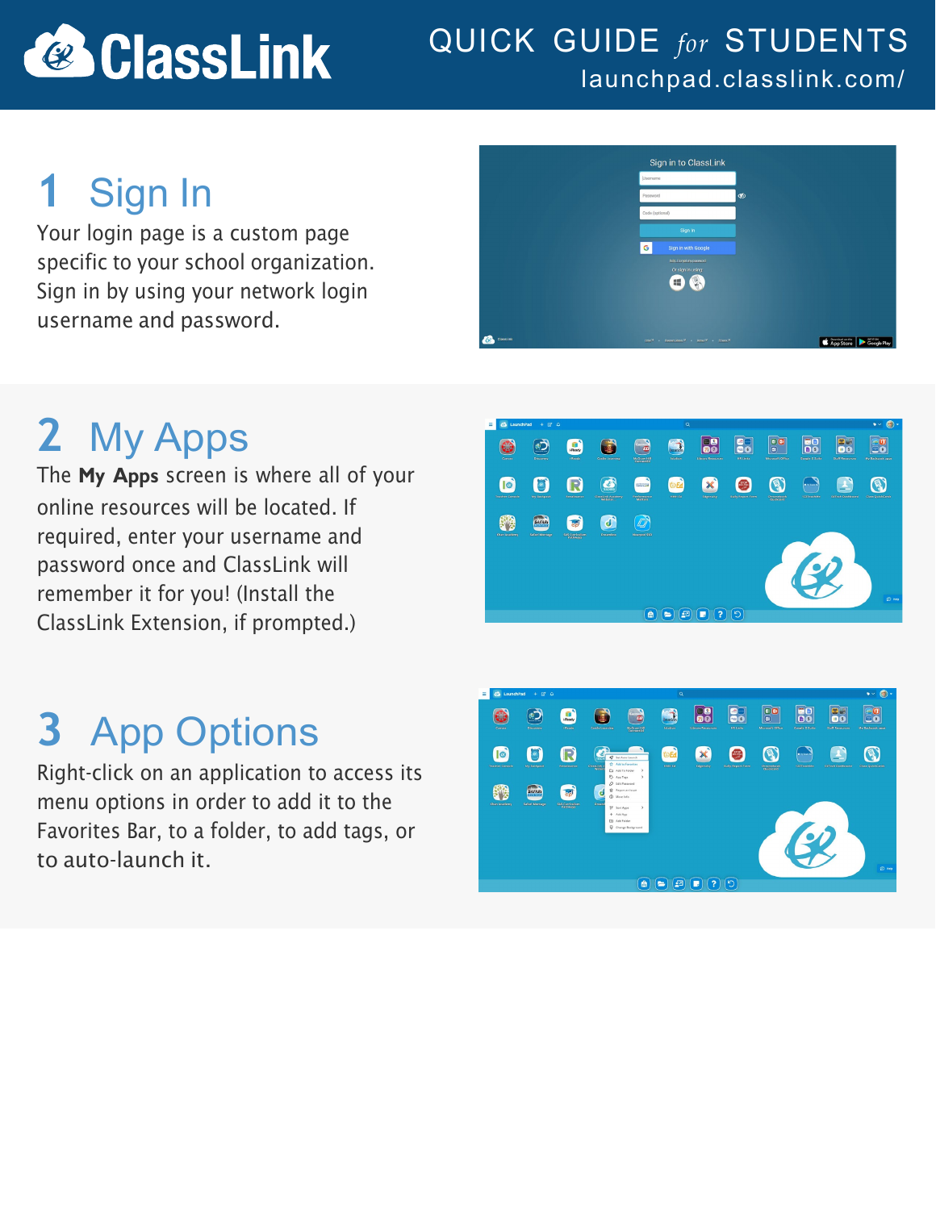# ClassLink

QUICK GUIDE *for* STUDENTS

launchpad.classlink.com/

## 1 Sign In

Your login page is a custom page specific to your school organization. Sign in by using your network login username and password.

## 2 My Apps

The **My Apps** screen is where all of your online resources will be located. If required, enter your username and password once and ClassLink will remember it for you! (Install the ClassLink Extension, if prompted.)

## 3 App Options

Right-click on an application to access its menu options in order to add it to the Favorites Bar, to a folder, to add tags, or to auto-launch it.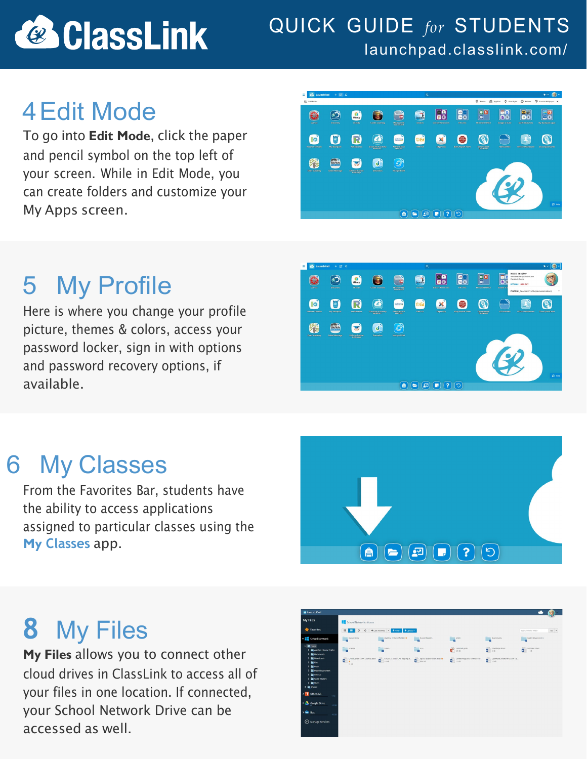# ClassLink

QUICK GUIDE *for* STUDENTS

launchpad.classlink.com/

## 4 Edit Mode

To go into **Edit Mode**, click the paper and pencil symbol on the top left of your screen. While in Edit Mode, you can create folders and customize your My Apps screen.

## 5 My Profile

Here is where you change your profile picture, themes & colors, access your password locker, sign in with options and password recovery options, if available.

## 6 My Classes

From the Favorites Bar, students have the ability to access applications assigned to particular classes using the **My Classes** app.

## 8 My Files

**My Files** allows you to connect other cloud drives in ClassLink to access all of your files in one location. If connected, your School Network Drive can be accessed as well.